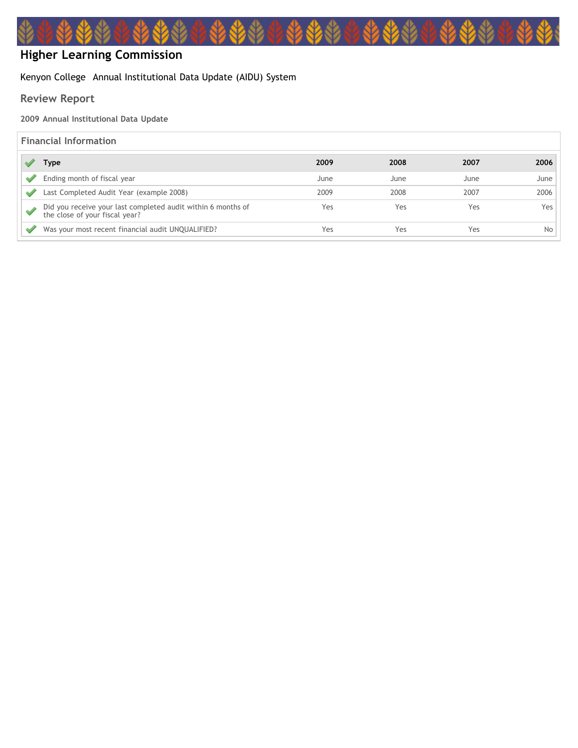# Higher Learning Commission

Kenyon College  Annual Institutional Data Update (AIDU) System

## Review Report

**2009 Annual Institutional Data Update**

### Financial Information

| Type | 2009 | 2008 | 2007 | 2006 |
|---|---|---|---|---|
| Ending month of fiscal year | June | June | June | June |
| Last Completed Audit Year (example 2008) | 2009 | 2008 | 2007 | 2006 |
| Did you receive your last completed audit within 6 months of the close of your fiscal year? | Yes | Yes | Yes | Yes |
| Was your most recent financial audit UNQUALIFIED? | Yes | Yes | Yes | No |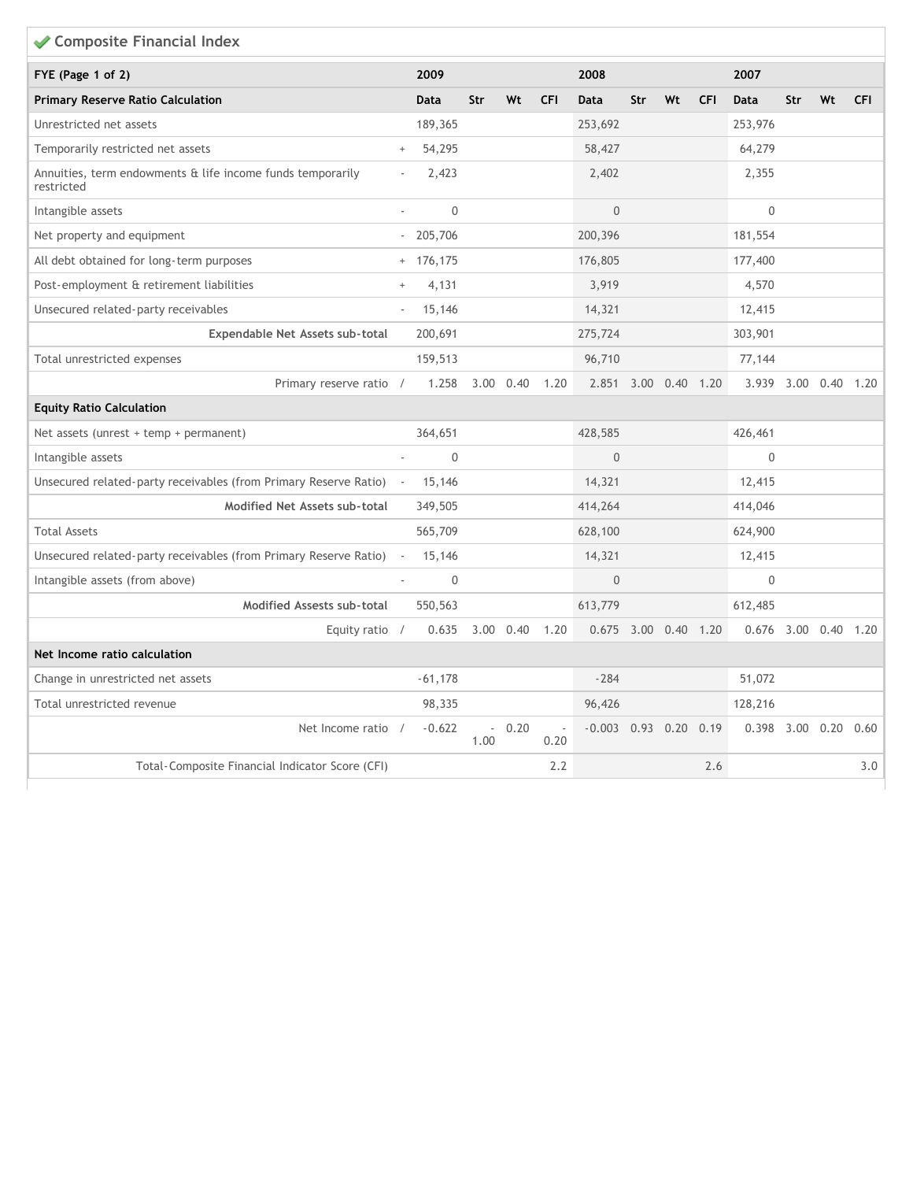## ✔ Composite Financial Index

| FYE (Page 1 of 2) | | 2009 | | | | 2008 | | | | 2007 | | | |
|---|---|---|---|---|---|---|---|---|---|---|---|---|---|
| **Primary Reserve Ratio Calculation** | | **Data** | **Str** | **Wt** | **CFI** | **Data** | **Str** | **Wt** | **CFI** | **Data** | **Str** | **Wt** | **CFI** |
| Unrestricted net assets | | 189,365 | | | | 253,692 | | | | 253,976 | | | |
| Temporarily restricted net assets | + | 54,295 | | | | 58,427 | | | | 64,279 | | | |
| Annuities, term endowments & life income funds temporarily restricted | - | 2,423 | | | | 2,402 | | | | 2,355 | | | |
| Intangible assets | - | 0 | | | | 0 | | | | 0 | | | |
| Net property and equipment | - | 205,706 | | | | 200,396 | | | | 181,554 | | | |
| All debt obtained for long-term purposes | + | 176,175 | | | | 176,805 | | | | 177,400 | | | |
| Post-employment & retirement liabilities | + | 4,131 | | | | 3,919 | | | | 4,570 | | | |
| Unsecured related-party receivables | - | 15,146 | | | | 14,321 | | | | 12,415 | | | |
| **Expendable Net Assets sub-total** | | 200,691 | | | | 275,724 | | | | 303,901 | | | |
| Total unrestricted expenses | | 159,513 | | | | 96,710 | | | | 77,144 | | | |
| Primary reserve ratio | / | 1.258 | 3.00 | 0.40 | 1.20 | 2.851 | 3.00 | 0.40 | 1.20 | 3.939 | 3.00 | 0.40 | 1.20 |
| **Equity Ratio Calculation** | | | | | | | | | | | | | |
| Net assets (unrest + temp + permanent) | | 364,651 | | | | 428,585 | | | | 426,461 | | | |
| Intangible assets | - | 0 | | | | 0 | | | | 0 | | | |
| Unsecured related-party receivables (from Primary Reserve Ratio) | - | 15,146 | | | | 14,321 | | | | 12,415 | | | |
| **Modified Net Assets sub-total** | | 349,505 | | | | 414,264 | | | | 414,046 | | | |
| Total Assets | | 565,709 | | | | 628,100 | | | | 624,900 | | | |
| Unsecured related-party receivables (from Primary Reserve Ratio) | - | 15,146 | | | | 14,321 | | | | 12,415 | | | |
| Intangible assets (from above) | - | 0 | | | | 0 | | | | 0 | | | |
| **Modified Assests sub-total** | | 550,563 | | | | 613,779 | | | | 612,485 | | | |
| Equity ratio | / | 0.635 | 3.00 | 0.40 | 1.20 | 0.675 | 3.00 | 0.40 | 1.20 | 0.676 | 3.00 | 0.40 | 1.20 |
| **Net Income ratio calculation** | | | | | | | | | | | | | |
| Change in unrestricted net assets | | -61,178 | | | | -284 | | | | 51,072 | | | |
| Total unrestricted revenue | | 98,335 | | | | 96,426 | | | | 128,216 | | | |
| Net Income ratio | / | -0.622 | -1.00 | 0.20 | -0.20 | -0.003 | 0.93 | 0.20 | 0.19 | 0.398 | 3.00 | 0.20 | 0.60 |
| Total-Composite Financial Indicator Score (CFI) | | | | | 2.2 | | | | 2.6 | | | | 3.0 |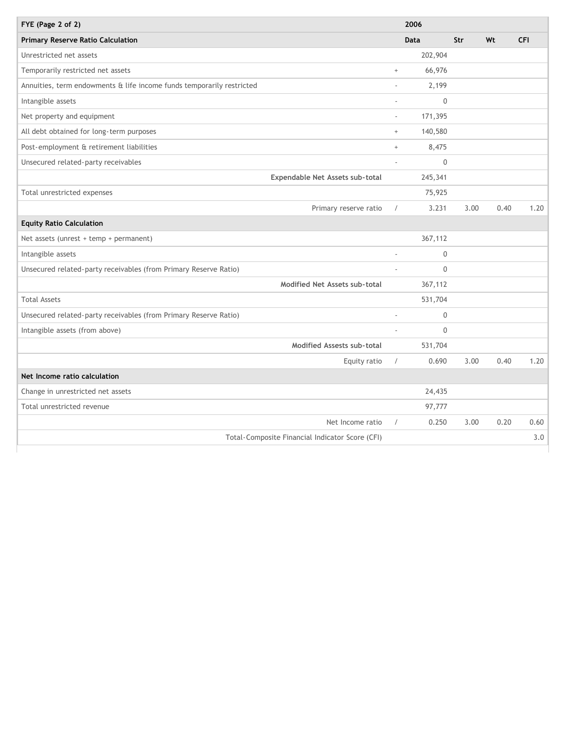| FYE (Page 2 of 2) | | 2006 | | | |
|---|---|---|---|---|---|
| **Primary Reserve Ratio Calculation** | | **Data** | **Str** | **Wt** | **CFI** |
| Unrestricted net assets | | 202,904 | | | |
| Temporarily restricted net assets | + | 66,976 | | | |
| Annuities, term endowments & life income funds temporarily restricted | - | 2,199 | | | |
| Intangible assets | - | 0 | | | |
| Net property and equipment | - | 171,395 | | | |
| All debt obtained for long-term purposes | + | 140,580 | | | |
| Post-employment & retirement liabilities | + | 8,475 | | | |
| Unsecured related-party receivables | - | 0 | | | |
| **Expendable Net Assets sub-total** | | 245,341 | | | |
| Total unrestricted expenses | | 75,925 | | | |
| Primary reserve ratio | / | 3.231 | 3.00 | 0.40 | 1.20 |
| **Equity Ratio Calculation** | | | | | |
| Net assets (unrest + temp + permanent) | | 367,112 | | | |
| Intangible assets | - | 0 | | | |
| Unsecured related-party receivables (from Primary Reserve Ratio) | - | 0 | | | |
| **Modified Net Assets sub-total** | | 367,112 | | | |
| Total Assets | | 531,704 | | | |
| Unsecured related-party receivables (from Primary Reserve Ratio) | - | 0 | | | |
| Intangible assets (from above) | - | 0 | | | |
| **Modified Assests sub-total** | | 531,704 | | | |
| Equity ratio | / | 0.690 | 3.00 | 0.40 | 1.20 |
| **Net Income ratio calculation** | | | | | |
| Change in unrestricted net assets | | 24,435 | | | |
| Total unrestricted revenue | | 97,777 | | | |
| Net Income ratio | / | 0.250 | 3.00 | 0.20 | 0.60 |
| Total-Composite Financial Indicator Score (CFI) | | | | | 3.0 |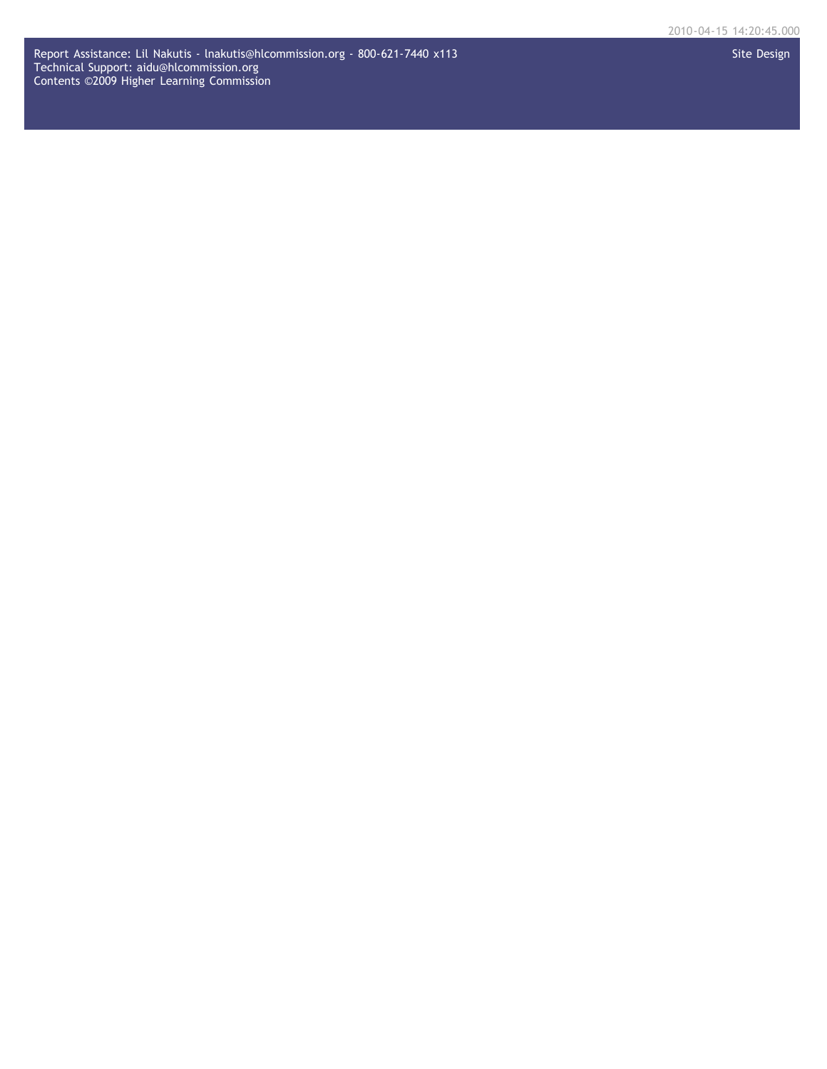Report Assistance: Lil Nakutis - lnakutis@hlcommission.org - 800-621-7440 x113
Technical Support: aidu@hlcommission.org
Contents ©2009 Higher Learning Commission

Site Design